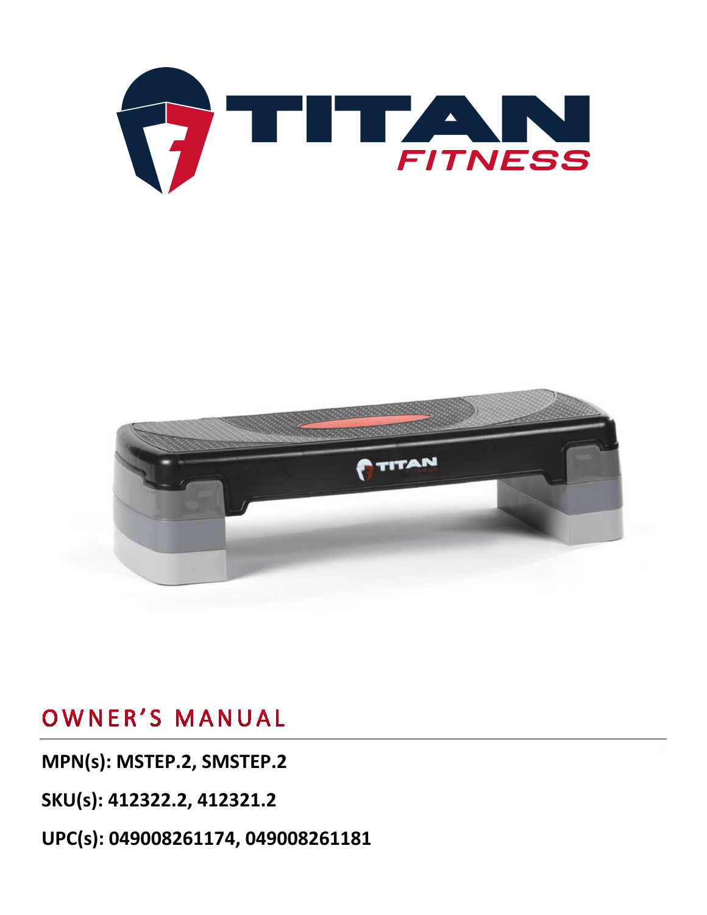# OWNER'S MANUAL

**MPN(s): MSTEP.2, SMSTEP.2**

**SKU(s): 412322.2, 412321.2**

**UPC(s): 049008261174, 049008261181**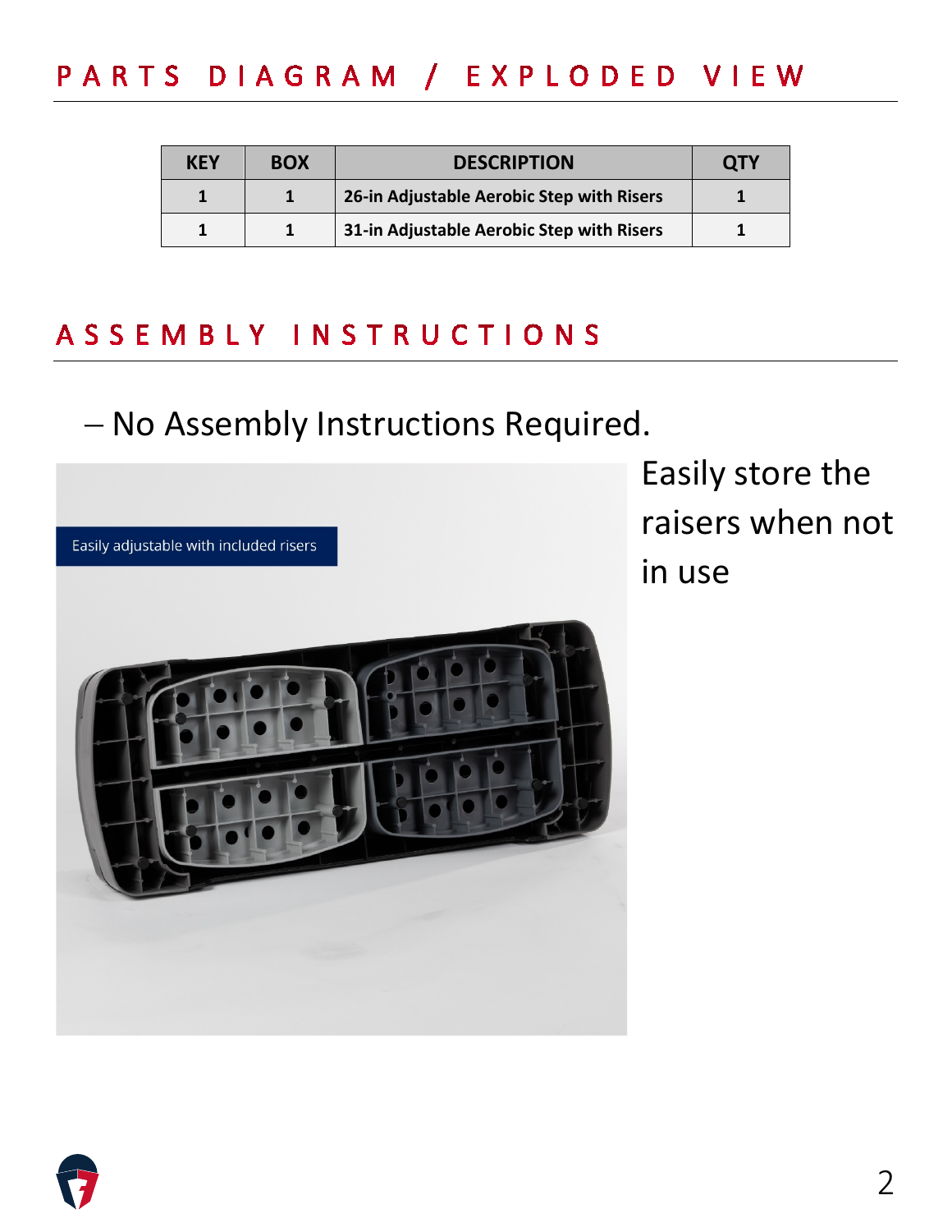## PARTS DIAGRAM / EXPLODED VIEW

| KEY | BOX | DESCRIPTION | QTY |
|---|---|---|---|
| 1 | 1 | 26-in Adjustable Aerobic Step with Risers | 1 |
| 1 | 1 | 31-in Adjustable Aerobic Step with Risers | 1 |

## ASSEMBLY INSTRUCTIONS

– No Assembly Instructions Required.

Easily adjustable with included risers

Easily store the raisers when not in use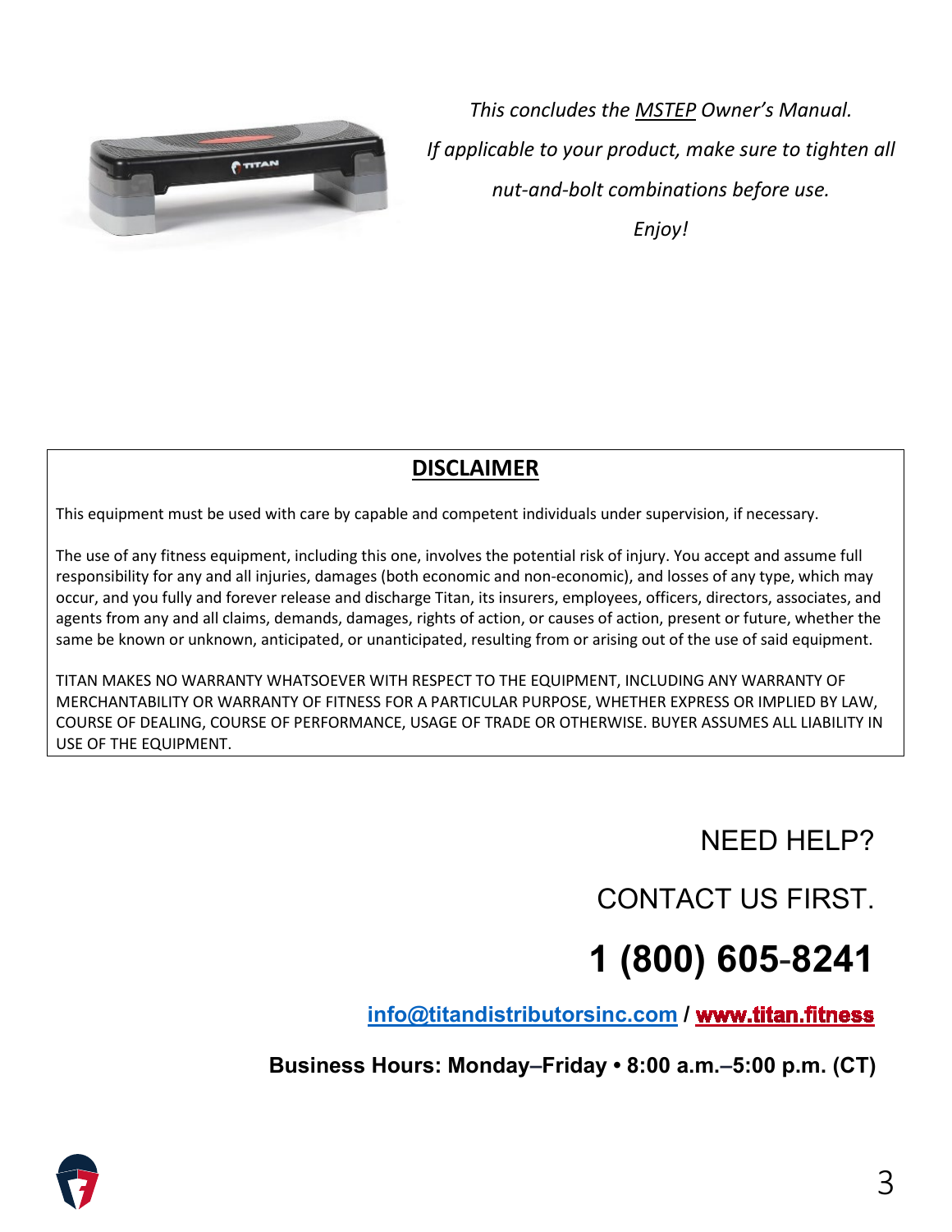*This concludes the MSTEP Owner's Manual.*

*If applicable to your product, make sure to tighten all nut-and-bolt combinations before use.*

*Enjoy!*

## DISCLAIMER

This equipment must be used with care by capable and competent individuals under supervision, if necessary.

The use of any fitness equipment, including this one, involves the potential risk of injury. You accept and assume full responsibility for any and all injuries, damages (both economic and non-economic), and losses of any type, which may occur, and you fully and forever release and discharge Titan, its insurers, employees, officers, directors, associates, and agents from any and all claims, demands, damages, rights of action, or causes of action, present or future, whether the same be known or unknown, anticipated, or unanticipated, resulting from or arising out of the use of said equipment.

TITAN MAKES NO WARRANTY WHATSOEVER WITH RESPECT TO THE EQUIPMENT, INCLUDING ANY WARRANTY OF MERCHANTABILITY OR WARRANTY OF FITNESS FOR A PARTICULAR PURPOSE, WHETHER EXPRESS OR IMPLIED BY LAW, COURSE OF DEALING, COURSE OF PERFORMANCE, USAGE OF TRADE OR OTHERWISE. BUYER ASSUMES ALL LIABILITY IN USE OF THE EQUIPMENT.

NEED HELP?

CONTACT US FIRST.

**1 (800) 605-8241**

**info@titandistributorsinc.com / www.titan.fitness**

**Business Hours: Monday–Friday • 8:00 a.m.–5:00 p.m. (CT)**